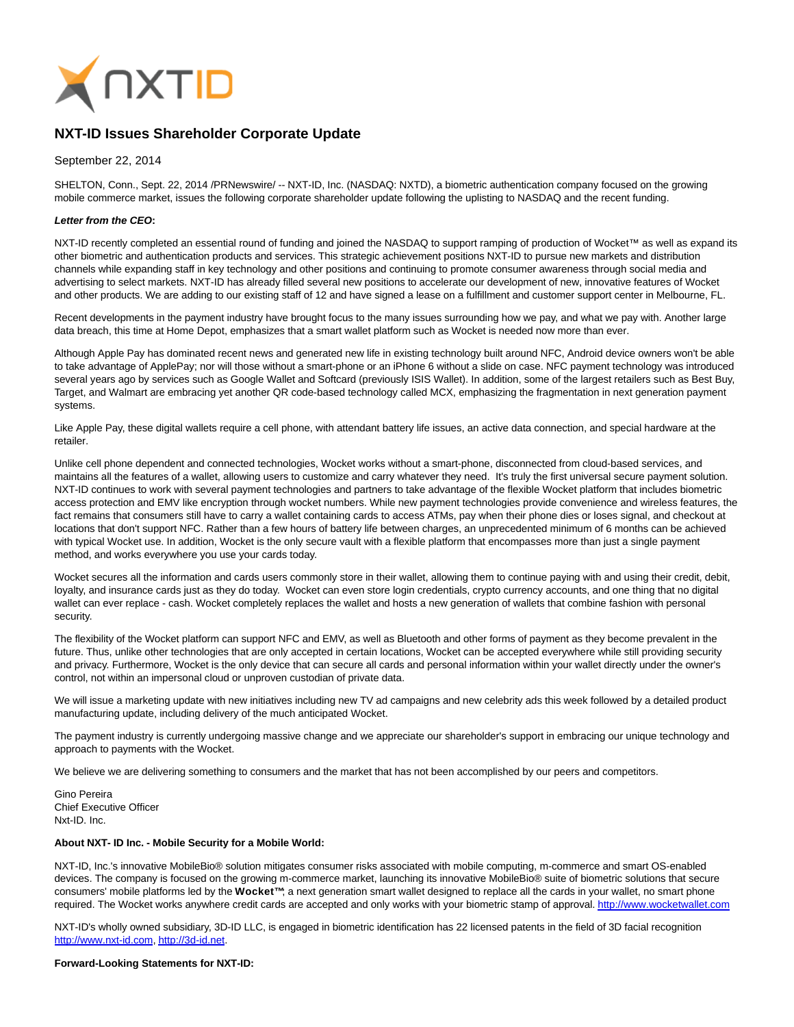# NXT-ID Issues Shareholder Corporate Update

September 22, 2014

SHELTON, Conn., Sept. 22, 2014 /PRNewswire/ -- NXT-ID, Inc. (NASDAQ: NXTD), a biometric authentication company focused on the growing mobile commerce market, issues the following corporate shareholder update following the uplisting to NASDAQ and the recent funding.

***Letter from the CEO*:**

NXT-ID recently completed an essential round of funding and joined the NASDAQ to support ramping of production of Wocket™ as well as expand its other biometric and authentication products and services. This strategic achievement positions NXT-ID to pursue new markets and distribution channels while expanding staff in key technology and other positions and continuing to promote consumer awareness through social media and advertising to select markets. NXT-ID has already filled several new positions to accelerate our development of new, innovative features of Wocket and other products. We are adding to our existing staff of 12 and have signed a lease on a fulfillment and customer support center in Melbourne, FL.

Recent developments in the payment industry have brought focus to the many issues surrounding how we pay, and what we pay with. Another large data breach, this time at Home Depot, emphasizes that a smart wallet platform such as Wocket is needed now more than ever.

Although Apple Pay has dominated recent news and generated new life in existing technology built around NFC, Android device owners won't be able to take advantage of ApplePay; nor will those without a smart-phone or an iPhone 6 without a slide on case. NFC payment technology was introduced several years ago by services such as Google Wallet and Softcard (previously ISIS Wallet). In addition, some of the largest retailers such as Best Buy, Target, and Walmart are embracing yet another QR code-based technology called MCX, emphasizing the fragmentation in next generation payment systems.

Like Apple Pay, these digital wallets require a cell phone, with attendant battery life issues, an active data connection, and special hardware at the retailer.

Unlike cell phone dependent and connected technologies, Wocket works without a smart-phone, disconnected from cloud-based services, and maintains all the features of a wallet, allowing users to customize and carry whatever they need. It's truly the first universal secure payment solution. NXT-ID continues to work with several payment technologies and partners to take advantage of the flexible Wocket platform that includes biometric access protection and EMV like encryption through wocket numbers. While new payment technologies provide convenience and wireless features, the fact remains that consumers still have to carry a wallet containing cards to access ATMs, pay when their phone dies or loses signal, and checkout at locations that don't support NFC. Rather than a few hours of battery life between charges, an unprecedented minimum of 6 months can be achieved with typical Wocket use. In addition, Wocket is the only secure vault with a flexible platform that encompasses more than just a single payment method, and works everywhere you use your cards today.

Wocket secures all the information and cards users commonly store in their wallet, allowing them to continue paying with and using their credit, debit, loyalty, and insurance cards just as they do today. Wocket can even store login credentials, crypto currency accounts, and one thing that no digital wallet can ever replace - cash. Wocket completely replaces the wallet and hosts a new generation of wallets that combine fashion with personal security.

The flexibility of the Wocket platform can support NFC and EMV, as well as Bluetooth and other forms of payment as they become prevalent in the future. Thus, unlike other technologies that are only accepted in certain locations, Wocket can be accepted everywhere while still providing security and privacy. Furthermore, Wocket is the only device that can secure all cards and personal information within your wallet directly under the owner's control, not within an impersonal cloud or unproven custodian of private data.

We will issue a marketing update with new initiatives including new TV ad campaigns and new celebrity ads this week followed by a detailed product manufacturing update, including delivery of the much anticipated Wocket.

The payment industry is currently undergoing massive change and we appreciate our shareholder's support in embracing our unique technology and approach to payments with the Wocket.

We believe we are delivering something to consumers and the market that has not been accomplished by our peers and competitors.

Gino Pereira
Chief Executive Officer
Nxt-ID. Inc.

**About NXT- ID Inc. - Mobile Security for a Mobile World:**

NXT-ID, Inc.'s innovative MobileBio® solution mitigates consumer risks associated with mobile computing, m-commerce and smart OS-enabled devices. The company is focused on the growing m-commerce market, launching its innovative MobileBio® suite of biometric solutions that secure consumers' mobile platforms led by the **Wocket™**; a next generation smart wallet designed to replace all the cards in your wallet, no smart phone required. The Wocket works anywhere credit cards are accepted and only works with your biometric stamp of approval. http://www.wocketwallet.com

NXT-ID's wholly owned subsidiary, 3D-ID LLC, is engaged in biometric identification has 22 licensed patents in the field of 3D facial recognition http://www.nxt-id.com, http://3d-id.net.

**Forward-Looking Statements for NXT-ID:**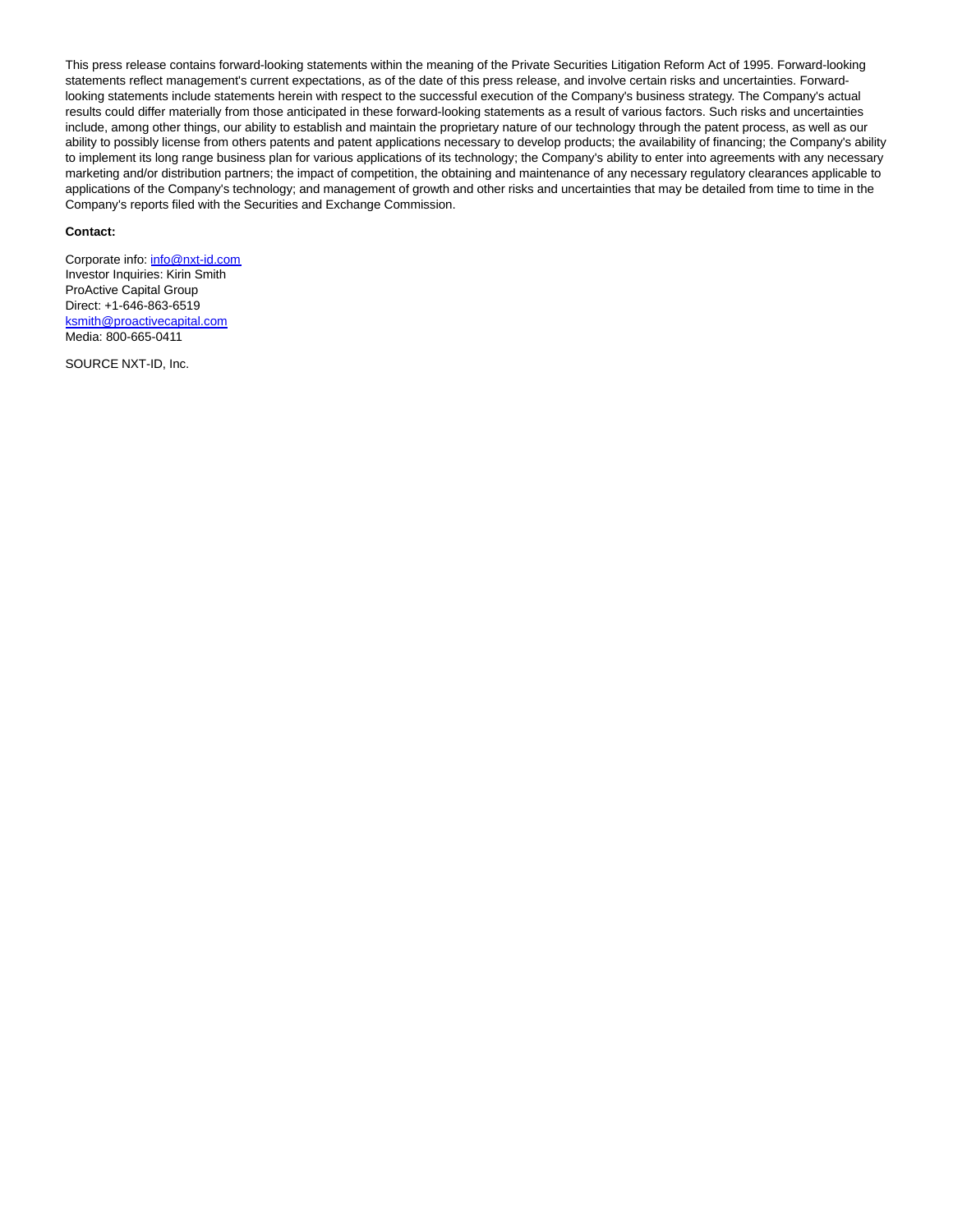This press release contains forward-looking statements within the meaning of the Private Securities Litigation Reform Act of 1995. Forward-looking statements reflect management's current expectations, as of the date of this press release, and involve certain risks and uncertainties. Forward-looking statements include statements herein with respect to the successful execution of the Company's business strategy. The Company's actual results could differ materially from those anticipated in these forward-looking statements as a result of various factors. Such risks and uncertainties include, among other things, our ability to establish and maintain the proprietary nature of our technology through the patent process, as well as our ability to possibly license from others patents and patent applications necessary to develop products; the availability of financing; the Company's ability to implement its long range business plan for various applications of its technology; the Company's ability to enter into agreements with any necessary marketing and/or distribution partners; the impact of competition, the obtaining and maintenance of any necessary regulatory clearances applicable to applications of the Company's technology; and management of growth and other risks and uncertainties that may be detailed from time to time in the Company's reports filed with the Securities and Exchange Commission.

**Contact:**

Corporate info: info@nxt-id.com  
Investor Inquiries: Kirin Smith  
ProActive Capital Group  
Direct: +1-646-863-6519  
ksmith@proactivecapital.com  
Media: 800-665-0411

SOURCE NXT-ID, Inc.